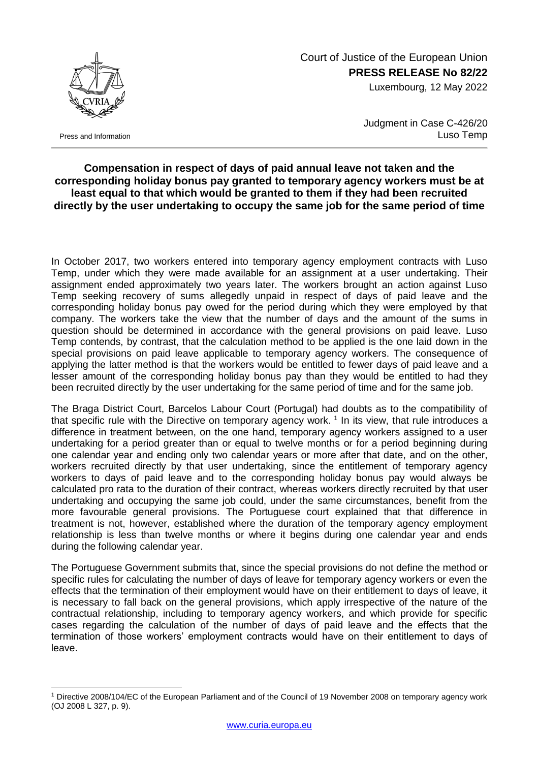Court of Justice of the European Union
**PRESS RELEASE No 82/22**
Luxembourg, 12 May 2022

Press and Information

Judgment in Case C-426/20
Luso Temp

**Compensation in respect of days of paid annual leave not taken and the corresponding holiday bonus pay granted to temporary agency workers must be at least equal to that which would be granted to them if they had been recruited directly by the user undertaking to occupy the same job for the same period of time**

In October 2017, two workers entered into temporary agency employment contracts with Luso Temp, under which they were made available for an assignment at a user undertaking. Their assignment ended approximately two years later. The workers brought an action against Luso Temp seeking recovery of sums allegedly unpaid in respect of days of paid leave and the corresponding holiday bonus pay owed for the period during which they were employed by that company. The workers take the view that the number of days and the amount of the sums in question should be determined in accordance with the general provisions on paid leave. Luso Temp contends, by contrast, that the calculation method to be applied is the one laid down in the special provisions on paid leave applicable to temporary agency workers. The consequence of applying the latter method is that the workers would be entitled to fewer days of paid leave and a lesser amount of the corresponding holiday bonus pay than they would be entitled to had they been recruited directly by the user undertaking for the same period of time and for the same job.

The Braga District Court, Barcelos Labour Court (Portugal) had doubts as to the compatibility of that specific rule with the Directive on temporary agency work. [1] In its view, that rule introduces a difference in treatment between, on the one hand, temporary agency workers assigned to a user undertaking for a period greater than or equal to twelve months or for a period beginning during one calendar year and ending only two calendar years or more after that date, and on the other, workers recruited directly by that user undertaking, since the entitlement of temporary agency workers to days of paid leave and to the corresponding holiday bonus pay would always be calculated pro rata to the duration of their contract, whereas workers directly recruited by that user undertaking and occupying the same job could, under the same circumstances, benefit from the more favourable general provisions. The Portuguese court explained that that difference in treatment is not, however, established where the duration of the temporary agency employment relationship is less than twelve months or where it begins during one calendar year and ends during the following calendar year.

The Portuguese Government submits that, since the special provisions do not define the method or specific rules for calculating the number of days of leave for temporary agency workers or even the effects that the termination of their employment would have on their entitlement to days of leave, it is necessary to fall back on the general provisions, which apply irrespective of the nature of the contractual relationship, including to temporary agency workers, and which provide for specific cases regarding the calculation of the number of days of paid leave and the effects that the termination of those workers' employment contracts would have on their entitlement to days of leave.

[1] Directive 2008/104/EC of the European Parliament and of the Council of 19 November 2008 on temporary agency work (OJ 2008 L 327, p. 9).

www.curia.europa.eu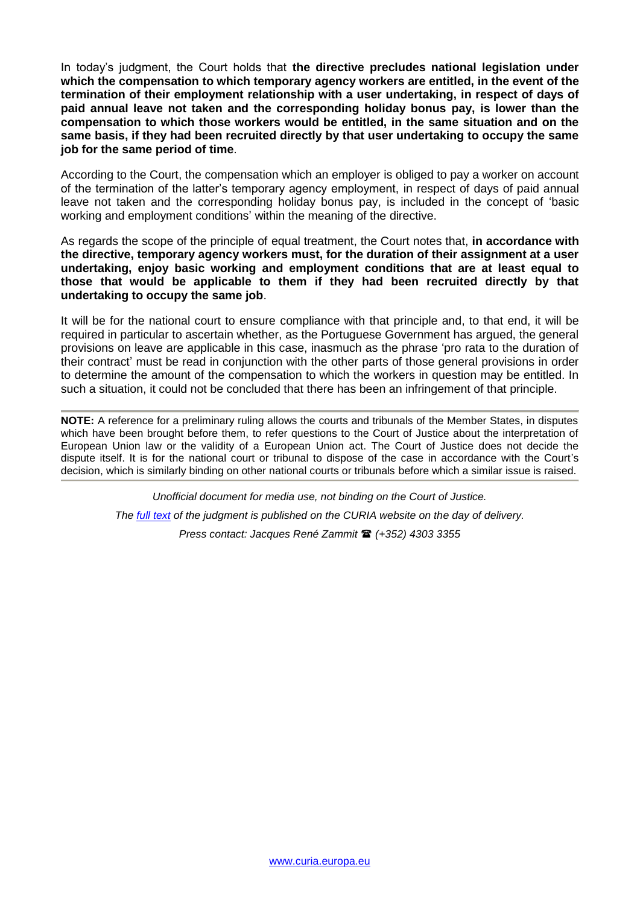In today's judgment, the Court holds that **the directive precludes national legislation under which the compensation to which temporary agency workers are entitled, in the event of the termination of their employment relationship with a user undertaking, in respect of days of paid annual leave not taken and the corresponding holiday bonus pay, is lower than the compensation to which those workers would be entitled, in the same situation and on the same basis, if they had been recruited directly by that user undertaking to occupy the same job for the same period of time**.

According to the Court, the compensation which an employer is obliged to pay a worker on account of the termination of the latter's temporary agency employment, in respect of days of paid annual leave not taken and the corresponding holiday bonus pay, is included in the concept of 'basic working and employment conditions' within the meaning of the directive.

As regards the scope of the principle of equal treatment, the Court notes that, **in accordance with the directive, temporary agency workers must, for the duration of their assignment at a user undertaking, enjoy basic working and employment conditions that are at least equal to those that would be applicable to them if they had been recruited directly by that undertaking to occupy the same job**.

It will be for the national court to ensure compliance with that principle and, to that end, it will be required in particular to ascertain whether, as the Portuguese Government has argued, the general provisions on leave are applicable in this case, inasmuch as the phrase 'pro rata to the duration of their contract' must be read in conjunction with the other parts of those general provisions in order to determine the amount of the compensation to which the workers in question may be entitled. In such a situation, it could not be concluded that there has been an infringement of that principle.

---

**NOTE:** A reference for a preliminary ruling allows the courts and tribunals of the Member States, in disputes which have been brought before them, to refer questions to the Court of Justice about the interpretation of European Union law or the validity of a European Union act. The Court of Justice does not decide the dispute itself. It is for the national court or tribunal to dispose of the case in accordance with the Court's decision, which is similarly binding on other national courts or tribunals before which a similar issue is raised.

---

*Unofficial document for media use, not binding on the Court of Justice.*

*The full text of the judgment is published on the CURIA website on the day of delivery.*

*Press contact: Jacques René Zammit ☎ (+352) 4303 3355*

www.curia.europa.eu